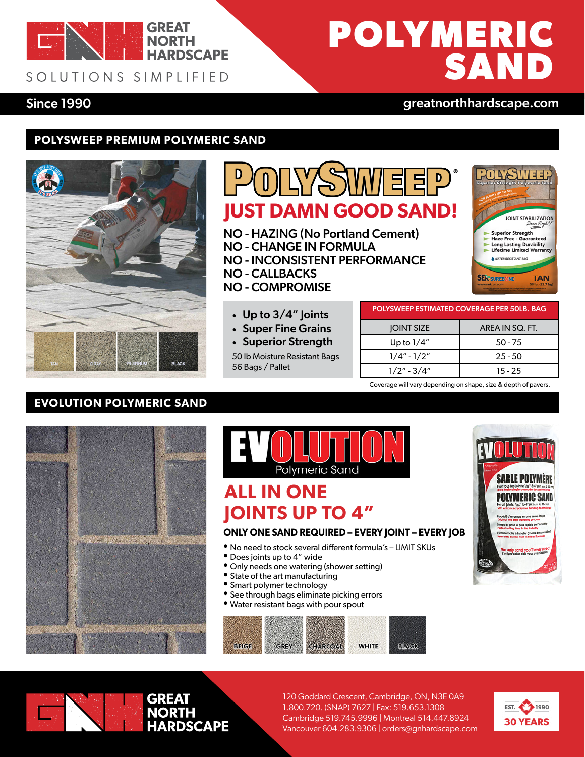# POLYMERIC SAND

GREAT NORTH HARDSCAPE

SOLUTIONS SIMPLIFIED

Since 1990

greatnorthhardscape.com

## POLYSWEEP PREMIUM POLYMERIC SAND

TAN | GRAY | PLATINUM | BLACK

### POLYSWEEP®

### JUST DAMN GOOD SAND!

**NO - HAZING (No Portland Cement)**
**NO - CHANGE IN FORMULA**
**NO - INCONSISTENT PERFORMANCE**
**NO - CALLBACKS**
**NO - COMPROMISE**

- **Up to 3/4" Joints**
- **Super Fine Grains**
- **Superior Strength**

50 lb Moisture Resistant Bags
56 Bags / Pallet

| POLYSWEEP ESTIMATED COVERAGE PER 50LB. BAG | |
|---|---|
| JOINT SIZE | AREA IN SQ. FT. |
| Up to 1/4" | 50 - 75 |
| 1/4" - 1/2" | 25 - 50 |
| 1/2" - 3/4" | 15 - 25 |

Coverage will vary depending on shape, size & depth of pavers.

## EVOLUTION POLYMERIC SAND

### EVOLUTION Polymeric Sand

### ALL IN ONE JOINTS UP TO 4"

**ONLY ONE SAND REQUIRED – EVERY JOINT – EVERY JOB**

- No need to stock several different formula's – LIMIT SKUs
- Does joints up to 4" wide
- Only needs one watering (shower setting)
- State of the art manufacturing
- Smart polymer technology
- See through bags eliminate picking errors
- Water resistant bags with pour spout

BEIGE | GREY | CHARCOAL | WHITE | BLACK

GREAT NORTH HARDSCAPE

120 Goddard Crescent, Cambridge, ON, N3E 0A9
1.800.720. (SNAP) 7627 | Fax: 519.653.1308
Cambridge 519.745.9996 | Montreal 514.447.8924
Vancouver 604.283.9306 | orders@gnhardscape.com

EST. 1990 – 30 YEARS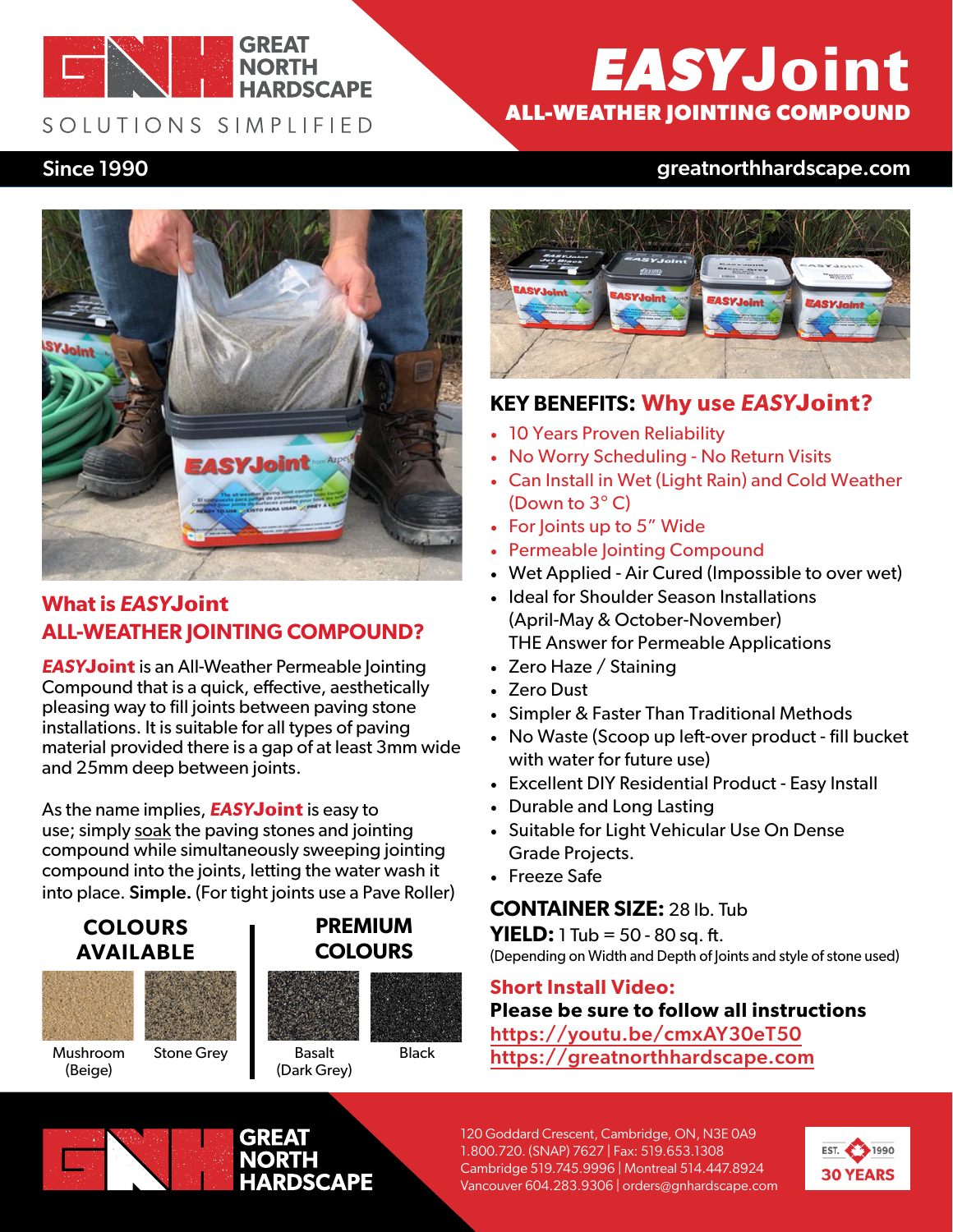GREAT NORTH HARDSCAPE

SOLUTIONS SIMPLIFIED

# *EASY*Joint

## ALL-WEATHER JOINTING COMPOUND

Since 1990

greatnorthhardscape.com

## What is *EASY*Joint ALL-WEATHER JOINTING COMPOUND?

***EASY*Joint** is an All-Weather Permeable Jointing Compound that is a quick, effective, aesthetically pleasing way to fill joints between paving stone installations. It is suitable for all types of paving material provided there is a gap of at least 3mm wide and 25mm deep between joints.

As the name implies, ***EASY*Joint** is easy to use; simply soak the paving stones and jointing compound while simultaneously sweeping jointing compound into the joints, letting the water wash it into place. **Simple.** (For tight joints use a Pave Roller)

### COLOURS AVAILABLE

- Mushroom (Beige)
- Stone Grey

### PREMIUM COLOURS

- Basalt (Dark Grey)
- Black

## KEY BENEFITS: Why use *EASY*Joint?

- 10 Years Proven Reliability
- No Worry Scheduling - No Return Visits
- Can Install in Wet (Light Rain) and Cold Weather (Down to 3° C)
- For Joints up to 5" Wide
- Permeable Jointing Compound
- Wet Applied - Air Cured (Impossible to over wet)
- Ideal for Shoulder Season Installations (April-May & October-November) THE Answer for Permeable Applications
- Zero Haze / Staining
- Zero Dust
- Simpler & Faster Than Traditional Methods
- No Waste (Scoop up left-over product - fill bucket with water for future use)
- Excellent DIY Residential Product - Easy Install
- Durable and Long Lasting
- Suitable for Light Vehicular Use On Dense Grade Projects.
- Freeze Safe

**CONTAINER SIZE:** 28 lb. Tub

**YIELD:** 1 Tub = 50 - 80 sq. ft.

(Depending on Width and Depth of Joints and style of stone used)

### Short Install Video:

**Please be sure to follow all instructions**

https://youtu.be/cmxAY30eT50

https://greatnorthhardscape.com

GREAT NORTH HARDSCAPE

120 Goddard Crescent, Cambridge, ON, N3E 0A9
1.800.720. (SNAP) 7627 | Fax: 519.653.1308
Cambridge 519.745.9996 | Montreal 514.447.8924
Vancouver 604.283.9306 | orders@gnhardscape.com

EST. 1990 30 YEARS